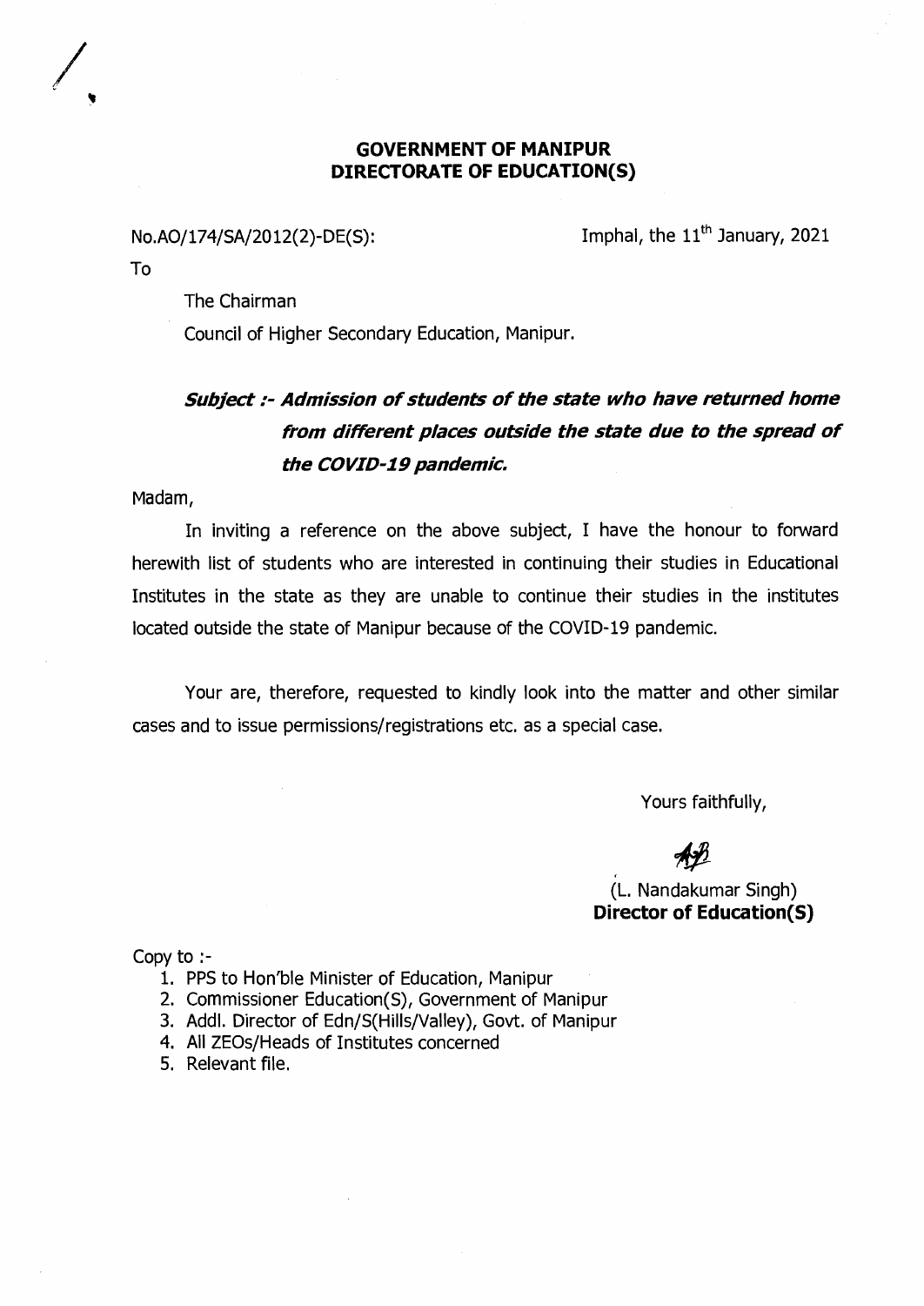**GOVERNMENT OF MANIPUR**
**DIRECTORATE OF EDUCATION(S)**

No.AO/174/SA/2012(2)-DE(S):

Imphal, the 11th January, 2021

To

The Chairman
Council of Higher Secondary Education, Manipur.

***Subject :- Admission of students of the state who have returned home from different places outside the state due to the spread of the COVID-19 pandemic.***

Madam,

In inviting a reference on the above subject, I have the honour to forward herewith list of students who are interested in continuing their studies in Educational Institutes in the state as they are unable to continue their studies in the institutes located outside the state of Manipur because of the COVID-19 pandemic.

Your are, therefore, requested to kindly look into the matter and other similar cases and to issue permissions/registrations etc. as a special case.

Yours faithfully,

(L. Nandakumar Singh)
**Director of Education(S)**

Copy to :-

1. PPS to Hon'ble Minister of Education, Manipur
2. Commissioner Education(S), Government of Manipur
3. Addl. Director of Edn/S(Hills/Valley), Govt. of Manipur
4. All ZEOs/Heads of Institutes concerned
5. Relevant file.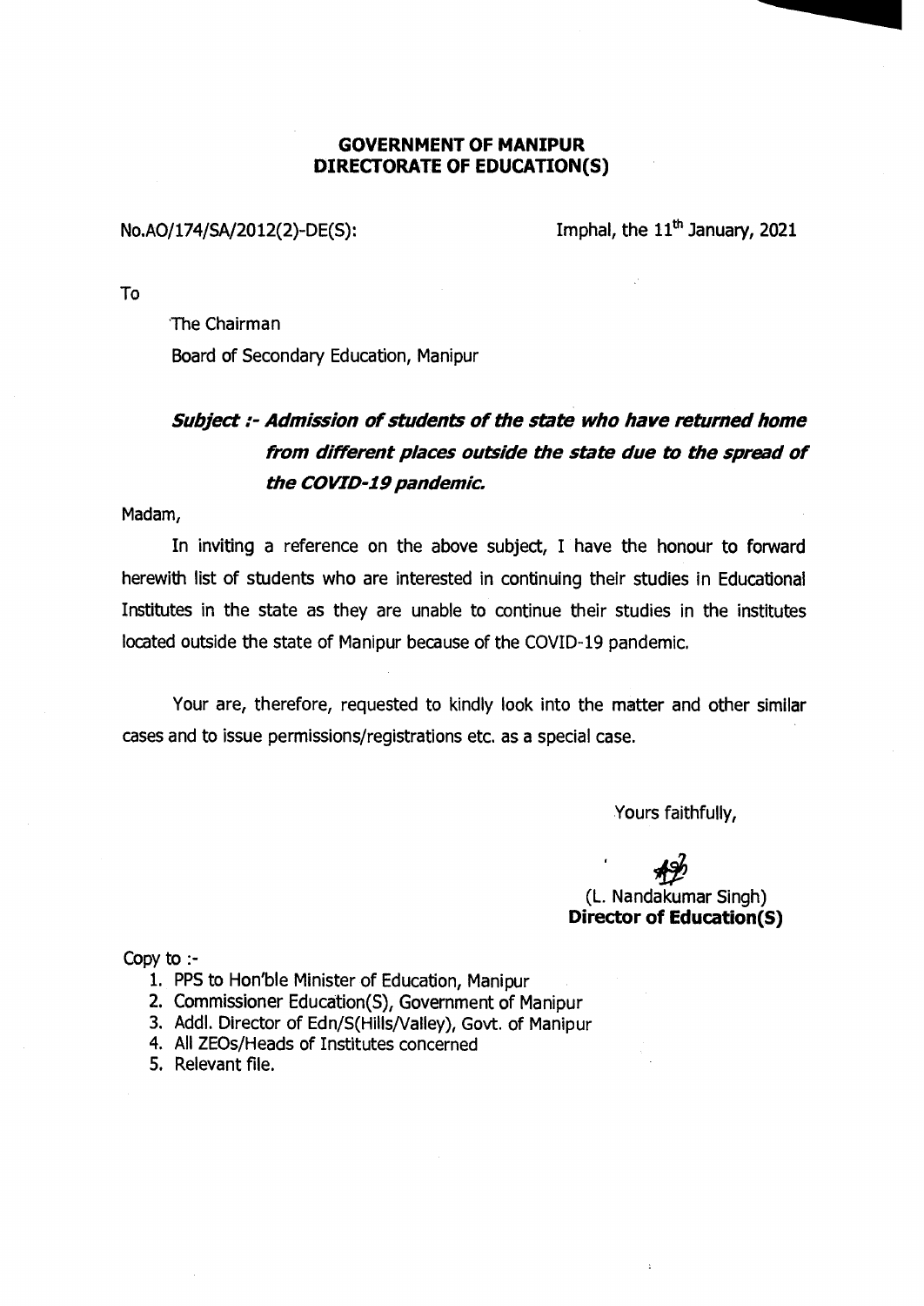**GOVERNMENT OF MANIPUR**
**DIRECTORATE OF EDUCATION(S)**

No.AO/174/SA/2012(2)-DE(S): Imphal, the 11th January, 2021

To

The Chairman
Board of Secondary Education, Manipur

***Subject :- Admission of students of the state who have returned home from different places outside the state due to the spread of the COVID-19 pandemic.***

Madam,

In inviting a reference on the above subject, I have the honour to forward herewith list of students who are interested in continuing their studies in Educational Institutes in the state as they are unable to continue their studies in the institutes located outside the state of Manipur because of the COVID-19 pandemic.

Your are, therefore, requested to kindly look into the matter and other similar cases and to issue permissions/registrations etc. as a special case.

Yours faithfully,

(L. Nandakumar Singh)
**Director of Education(S)**

Copy to :-

1. PPS to Hon'ble Minister of Education, Manipur
2. Commissioner Education(S), Government of Manipur
3. Addl. Director of Edn/S(Hills/Valley), Govt. of Manipur
4. All ZEOs/Heads of Institutes concerned
5. Relevant file.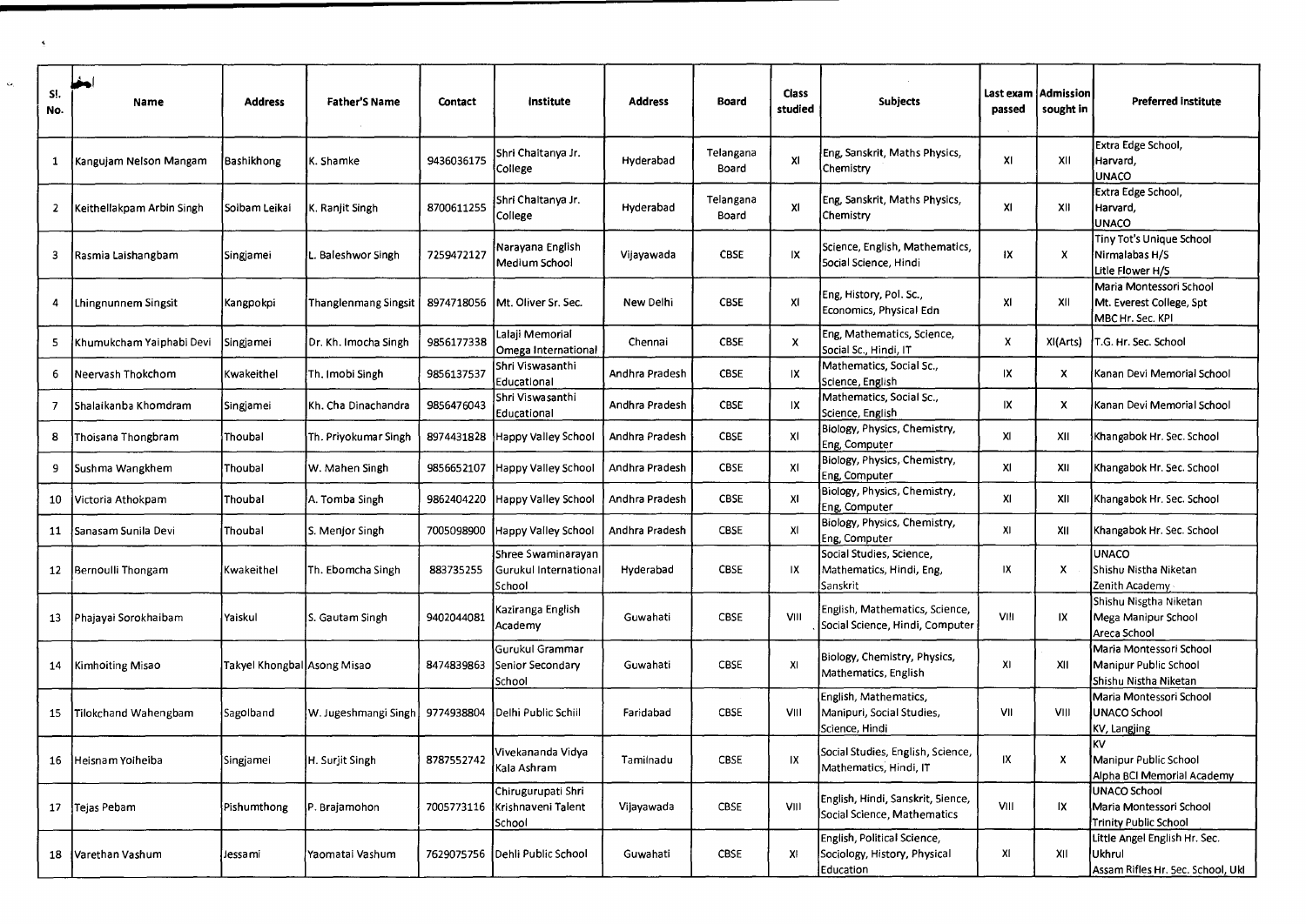| Sl. No. | Name | Address | Father'S Name | Contact | Institute | Address | Board | Class studied | Subjects | Last exam passed | Admission sought in | Preferred Institute |
|---|---|---|---|---|---|---|---|---|---|---|---|---|
| 1 | Kangujam Nelson Mangam | Bashikhong | K. Shamke | 9436036175 | Shri Chaitanya Jr. College | Hyderabad | Telangana Board | XI | Eng, Sanskrit, Maths Physics, Chemistry | XI | XII | Extra Edge School, Harvard, UNACO |
| 2 | Keithellakpam Arbin Singh | Soibam Leikai | K. Ranjit Singh | 8700611255 | Shri Chaitanya Jr. College | Hyderabad | Telangana Board | XI | Eng, Sanskrit, Maths Physics, Chemistry | XI | XII | Extra Edge School, Harvard, UNACO |
| 3 | Rasmia Laishangbam | Singjamei | L. Baleshwor Singh | 7259472127 | Narayana English Medium School | Vijayawada | CBSE | IX | Science, English, Mathematics, Social Science, Hindi | IX | X | Tiny Tot's Unique School Nirmalabas H/S Litle Flower H/S |
| 4 | Lhingnunnem Singsit | Kangpokpi | Thanglenmang Singsit | 8974718056 | Mt. Oliver Sr. Sec. | New Delhi | CBSE | XI | Eng, History, Pol. Sc., Economics, Physical Edn | XI | XII | Maria Montessori School Mt. Everest College, Spt MBC Hr. Sec. KPI |
| 5 | Khumukcham Yaiphabi Devi | Singjamei | Dr. Kh. Imocha Singh | 9856177338 | Lalaji Memorial Omega International | Chennai | CBSE | X | Eng, Mathematics, Science, Social Sc., Hindi, IT | X | XI(Arts) | T.G. Hr. Sec. School |
| 6 | Neervash Thokchom | Kwakeithel | Th. Imobi Singh | 9856137537 | Shri Viswasanthi Educational | Andhra Pradesh | CBSE | IX | Mathematics, Social Sc., Science, English | IX | X | Kanan Devi Memorial School |
| 7 | Shalaikanba Khomdram | Singjamei | Kh. Cha Dinachandra | 9856476043 | Shri Viswasanthi Educational | Andhra Pradesh | CBSE | IX | Mathematics, Social Sc., Science, English | IX | X | Kanan Devi Memorial School |
| 8 | Thoisana Thongbram | Thoubal | Th. Priyokumar Singh | 8974431828 | Happy Valley School | Andhra Pradesh | CBSE | XI | Biology, Physics, Chemistry, Eng, Computer | XI | XII | Khangabok Hr. Sec. School |
| 9 | Sushma Wangkhem | Thoubal | W. Mahen Singh | 9856652107 | Happy Valley School | Andhra Pradesh | CBSE | XI | Biology, Physics, Chemistry, Eng, Computer | XI | XII | Khangabok Hr. Sec. School |
| 10 | Victoria Athokpam | Thoubal | A. Tomba Singh | 9862404220 | Happy Valley School | Andhra Pradesh | CBSE | XI | Biology, Physics, Chemistry, Eng, Computer | XI | XII | Khangabok Hr. Sec. School |
| 11 | Sanasam Sunila Devi | Thoubal | S. Menjor Singh | 7005098900 | Happy Valley School | Andhra Pradesh | CBSE | XI | Biology, Physics, Chemistry, Eng, Computer | XI | XII | Khangabok Hr. Sec. School |
| 12 | Bernoulli Thongam | Kwakeithel | Th. Ebomcha Singh | 883735255 | Shree Swaminarayan Gurukul International School | Hyderabad | CBSE | IX | Social Studies, Science, Mathematics, Hindi, Eng, Sanskrit | IX | X | UNACO Shishu Nistha Niketan Zenith Academy |
| 13 | Phajayai Sorokhaibam | Yaiskul | S. Gautam Singh | 9402044081 | Kaziranga English Academy | Guwahati | CBSE | VIII | English, Mathematics, Science, Social Science, Hindi, Computer | VIII | IX | Shishu Nisgtha Niketan Mega Manipur School Areca School |
| 14 | Kimhoiting Misao | Takyel Khongbal | Asong Misao | 8474839863 | Gurukul Grammar Senior Secondary School | Guwahati | CBSE | XI | Biology, Chemistry, Physics, Mathematics, English | XI | XII | Maria Montessori School Manipur Public School Shishu Nistha Niketan |
| 15 | Tilokchand Wahengbam | Sagolband | W. Jugeshmangi Singh | 9774938804 | Delhi Public Schiil | Faridabad | CBSE | VIII | English, Mathematics, Manipuri, Social Studies, Science, Hindi | VII | VIII | Maria Montessori School UNACO School KV, Langjing |
| 16 | Heisnam Yoiheiba | Singjamei | H. Surjit Singh | 8787552742 | Vivekananda Vidya Kala Ashram | Tamilnadu | CBSE | IX | Social Studies, English, Science, Mathematics, Hindi, IT | IX | X | KV Manipur Public School Alpha BCI Memorial Academy |
| 17 | Tejas Pebam | Pishumthong | P. Brajamohon | 7005773116 | Chirugurupati Shri Krishnaveni Talent School | Vijayawada | CBSE | VIII | English, Hindi, Sanskrit, Sience, Social Science, Mathematics | VIII | IX | UNACO School Maria Montessori School Trinity Public School |
| 18 | Varethan Vashum | Jessami | Yaomatai Vashum | 7629075756 | Dehli Public School | Guwahati | CBSE | XI | English, Political Science, Sociology, History, Physical Education | XI | XII | Little Angel English Hr. Sec. Ukhrul Assam Rifles Hr. Sec. School, Ukl |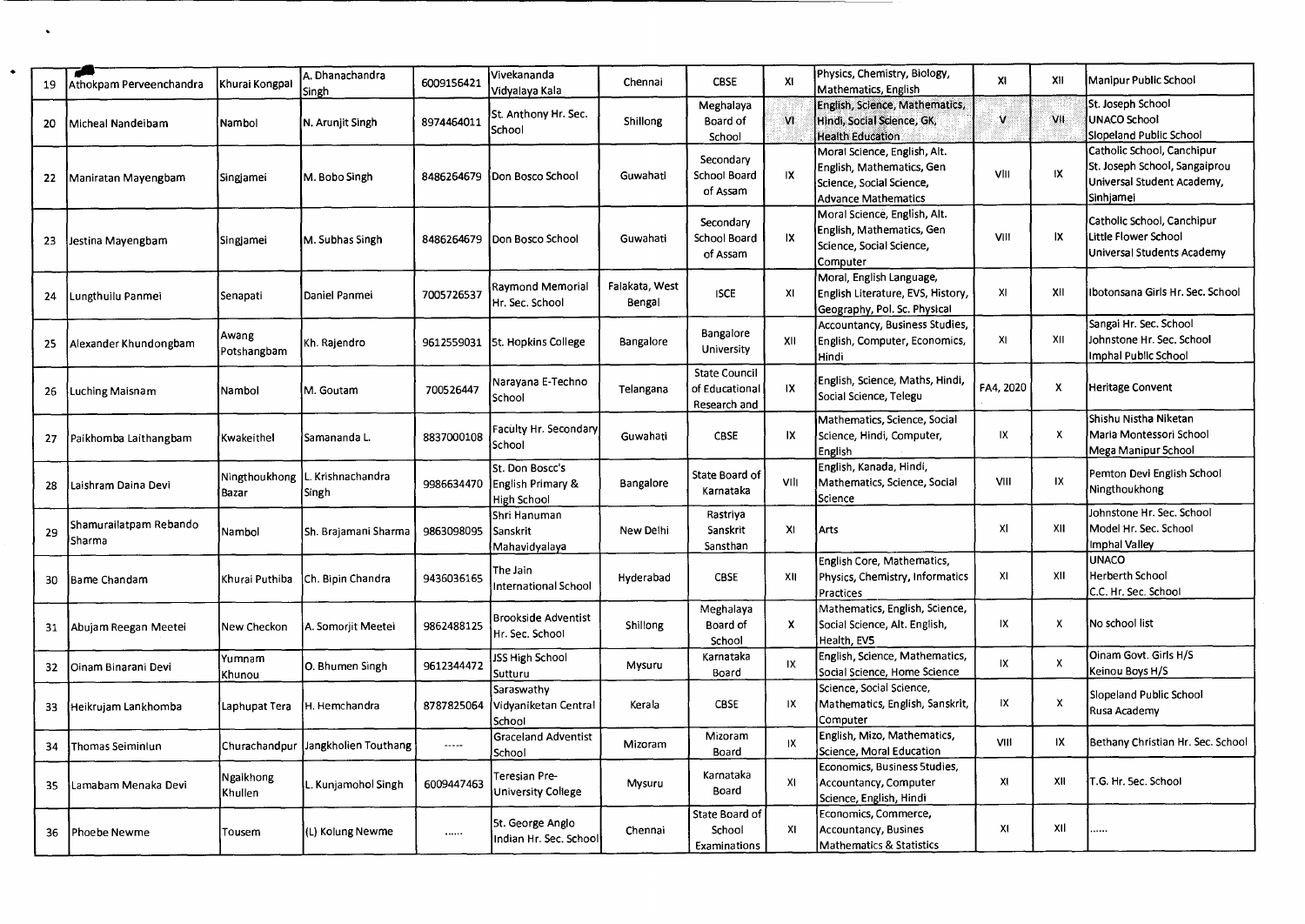| 19 | Athokpam Perveenchandra | Khurai Kongpal | A. Dhanachandra Singh | 6009156421 | Vivekananda Vidyalaya Kala | Chennai | CBSE | XI | Physics, Chemistry, Biology, Mathematics, English | XI | XII | Manipur Public School |
|---|---|---|---|---|---|---|---|---|---|---|---|---|
| 20 | Micheal Nandeibam | Nambol | N. Arunjit Singh | 8974464011 | St. Anthony Hr. Sec. School | Shillong | Meghalaya Board of School | VI | English, Science, Mathematics, Hindi, Social Science, GK, Health Education | V | VII | St. Joseph School UNACO School Slopeland Public School |
| 22 | Maniratan Mayengbam | Singjamei | M. Bobo Singh | 8486264679 | Don Bosco School | Guwahati | Secondary School Board of Assam | IX | Moral Science, English, Alt. English, Mathematics, Gen Science, Social Science, Advance Mathematics | VIII | IX | Catholic School, Canchipur St. Joseph School, Sangaiprou Universal Student Academy, Sinhjamei |
| 23 | Jestina Mayengbam | Singjamei | M. Subhas Singh | 8486264679 | Don Bosco School | Guwahati | Secondary School Board of Assam | IX | Moral Science, English, Alt. English, Mathematics, Gen Science, Social Science, Computer | VIII | IX | Catholic School, Canchipur Little Flower School Universal Students Academy |
| 24 | Lungthuilu Panmei | Senapati | Daniel Panmei | 7005726537 | Raymond Memorial Hr. Sec. School | Falakata, West Bengal | ISCE | XI | Moral, English Language, English Literature, EVS, History, Geography, Pol. Sc. Physical | XI | XII | Ibotonsana Girls Hr. Sec. School |
| 25 | Alexander Khundongbam | Awang Potshangbam | Kh. Rajendro | 9612559031 | St. Hopkins College | Bangalore | Bangalore University | XII | Accountancy, Business Studies, English, Computer, Economics, Hindi | XI | XII | Sangai Hr. Sec. School Johnstone Hr. Sec. School Imphal Public School |
| 26 | Luching Maisnam | Nambol | M. Goutam | 700526447 | Narayana E-Techno School | Telangana | State Council of Educational Research and | IX | English, Science, Maths, Hindi, Social Science, Telegu | FA4, 2020 | X | Heritage Convent |
| 27 | Paikhomba Laithangbam | Kwakeithel | Samananda L. | 8837000108 | Faculty Hr. Secondary School | Guwahati | CBSE | IX | Mathematics, Science, Social Science, Hindi, Computer, English | IX | X | Shishu Nistha Niketan Maria Montessori School Mega Manipur School |
| 28 | Laishram Daina Devi | Ningthoukhong Bazar | L. Krishnachandra Singh | 9986634470 | St. Don Boscc's English Primary & High School | Bangalore | State Board of Karnataka | VIII | English, Kanada, Hindi, Mathematics, Science, Social Science | VIII | IX | Pemton Devi English School Ningthoukhong |
| 29 | Shamurailatpam Rebando Sharma | Nambol | Sh. Brajamani Sharma | 9863098095 | Shri Hanuman Sanskrit Mahavidyalaya | New Delhi | Rastriya Sanskrit Sansthan | XI | Arts | XI | XII | Johnstone Hr. Sec. School Model Hr. Sec. School Imphal Valley |
| 30 | Bame Chandam | Khurai Puthiba | Ch. Bipin Chandra | 9436036165 | The Jain International School | Hyderabad | CBSE | XII | English Core, Mathematics, Physics, Chemistry, Informatics Practices | XI | XII | UNACO Herberth School C.C. Hr. Sec. School |
| 31 | Abujam Reegan Meetei | New Checkon | A. Somorjit Meetei | 9862488125 | Brookside Adventist Hr. Sec. School | Shillong | Meghalaya Board of School | X | Mathematics, English, Science, Social Science, Alt. English, Health, EVS | IX | X | No school list |
| 32 | Oinam Binarani Devi | Yumnam Khunou | O. Bhumen Singh | 9612344472 | JSS High School Sutturu | Mysuru | Karnataka Board | IX | English, Science, Mathematics, Social Science, Home Science | IX | X | Oinam Govt. Girls H/S Keinou Boys H/S |
| 33 | Heikrujam Lankhomba | Laphupat Tera | H. Hemchandra | 8787825064 | Saraswathy Vidyaniketan Central School | Kerala | CBSE | IX | Science, Social Science, Mathematics, English, Sanskrit, Computer | IX | X | Slopeland Public School Rusa Academy |
| 34 | Thomas Seiminlun | Churachandpur | Jangkholien Touthang | ----- | Graceland Adventist School | Mizoram | Mizoram Board | IX | English, Mizo, Mathematics, Science, Moral Education | VIII | IX | Bethany Christian Hr. Sec. School |
| 35 | Lamabam Menaka Devi | Ngaikhong Khullen | L. Kunjamohol Singh | 6009447463 | Teresian Pre-University College | Mysuru | Karnataka Board | XI | Economics, Business Studies, Accountancy, Computer Science, English, Hindi | XI | XII | T.G. Hr. Sec. School |
| 36 | Phoebe Newme | Tousem | (L) Kolung Newme | ...... | St. George Anglo Indian Hr. Sec. School | Chennai | State Board of School Examinations | XI | Economics, Commerce, Accountancy, Busines Mathematics & Statistics | XI | XII | ...... |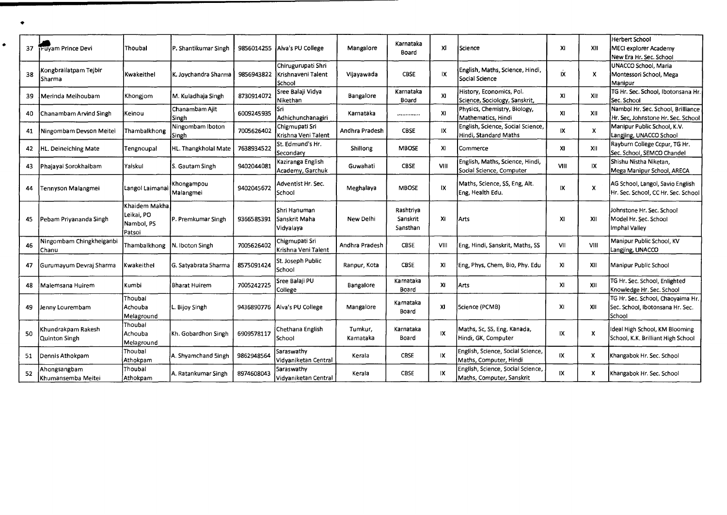| | | | | | | | | | | | | |
|---|---|---|---|---|---|---|---|---|---|---|---|---|
| 37 | Puyam Prince Devi | Thoubal | P. Shantikumar Singh | 9856014255 | Alva's PU College | Mangalore | Karnataka Board | XI | Science | XI | XII | Herbert School MECI explorer Academy New Era Hr. Sec. School |
| 38 | Kongbrailatpam Tejbir Sharma | Kwakeithel | K. Joychandra Sharma | 9856943822 | Chirugurupati Shri Krishnaveni Talent School | Vijayawada | CBSE | IX | English, Maths, Science, Hindi, Social Science | IX | X | UNACCO School, Maria Montessori School, Mega Manipur |
| 39 | Merinda Meihoubam | Khongjom | M. Kuladhaja Singh | 8730914072 | Sree Balaji Vidya Nikethan | Bangalore | Karnataka Board | XI | History, Economics, Pol. Science, Sociology, Sanskrit, | XI | XII | TG Hr. Sec. School, Ibotonsana Hr. Sec. School |
| 40 | Chanambam Arvind Singh | Keinou | Chanambam Ajit Singh | 6009245935 | Sri Adhichunchanagiri | Karnataka | ............ | XI | Physics, Chemistry, Biology, Mathematics, Hindi | XI | XII | Nambol Hr. Sec. School, Brilliance Hr. Sec, Johnstone Hr. Sec. School |
| 41 | Ningombam Devson Meitei | Thambalkhong | Ningombam Iboton Singh | 7005626402 | Chigmupati Sri Krishna Veni Talent | Andhra Pradesh | CBSE | IX | English, Science, Social Science, Hindi, Standard Maths | IX | X | Manipur Public School, K.V. Langjing, UNACCO School |
| 42 | HL. Deineiching Mate | Tengnoupal | HL. Thangkholal Mate | 7638934522 | St. Edmund's Hr. Secondary | Shillong | MBOSE | XI | Commerce | XI | XII | Rayburn College Ccpur, TG Hr. Sec. School, SEMCO Chandel |
| 43 | Phajayai Sorokhaibam | Yaiskul | S. Gautam Singh | 9402044081 | Kaziranga English Academy, Garchuk | Guwahati | CBSE | VIII | English, Maths, Science, Hindi, Social Science, Computer | VIII | IX | Shishu Nistha Niketan, Mega Manipur School, ARECA |
| 44 | Tennyson Malangmei | Langol Laimanai | Khongampou Malangmei | 9402045672 | Adventist Hr. Sec. School | Meghalaya | MBOSE | IX | Maths, Science, SS, Eng, Alt. Eng, Health Edu. | IX | X | AG School, Langol, Savio English Hr. Sec. School, CC Hr. Sec. School |
| 45 | Pebam Priyananda Singh | Khaidem Makha Leikai, PO Nambol, PS Patsoi | P. Premkumar Singh | 9366585391 | Shri Hanuman Sanskrit Maha Vidyalaya | New Delhi | Rashtriya Sanskrit Sansthan | XI | Arts | XI | XII | Johnstone Hr. Sec. School Model Hr. Sec. School Imphal Valley |
| 46 | Ningombam Chingkheiganbi Chanu | Thambalkhong | N. Iboton Singh | 7005626402 | Chigmupati Sri Krishna Veni Talent | Andhra Pradesh | CBSE | VIII | Eng, Hindi, Sanskrit, Maths, SS | VII | VIII | Manipur Public School, KV Langjing, UNACCO |
| 47 | Gurumayum Devraj Sharma | Kwakeithel | G. Satyabrata Sharma | 8575091424 | St. Joseph Public School | Ranpur, Kota | CBSE | XI | Eng, Phys, Chem, Bio, Phy. Edu | XI | XII | Manipur Public School |
| 48 | Malemsana Huirem | Kumbi | Bharat Huirem | 7005242725 | Sree Balaji PU College | Bangalore | Karnataka Board | XI | Arts | XI | XII | TG Hr. Sec. School, Enlighted Knowledge Hr. Sec. School |
| 49 | Jenny Lourembam | Thoubal Achouba Melaground | L. Bijoy Singh | 9436890776 | Alva's PU College | Mangalore | Karnataka Board | XI | Science (PCMB) | XI | XII | TG Hr. Sec. School, Chaoyaima Hr. Sec. School, Ibotonsana Hr. Sec. School |
| 50 | Khundrakpam Rakesh Quinton Singh | Thoubal Achouba Melaground | Kh. Gobardhon Singh | 6909578117 | Chethana English School | Tumkur, Karnataka | Karnataka Board | IX | Maths, Sc, SS, Eng, Kanada, Hindi, GK, Computer | IX | X | Ideal High School, KM Blooming School, K.K. Brilliant High School |
| 51 | Dennis Athokpam | Thoubal Athokpam | A. Shyamchand Singh | 9862948564 | Saraswathy Vidyaniketan Central | Kerala | CBSE | IX | English, Science, Social Science, Maths, Computer, Hindi | IX | X | Khangabok Hr. Sec. School |
| 52 | Ahongsangbam Khumansemba Meitei | Thoubal Athokpam | A. Ratankumar Singh | 8974608043 | Saraswathy Vidyaniketan Central | Kerala | CBSE | IX | English, Science, Social Science, Maths, Computer, Sanskrit | IX | X | Khangabok Hr. Sec. School |